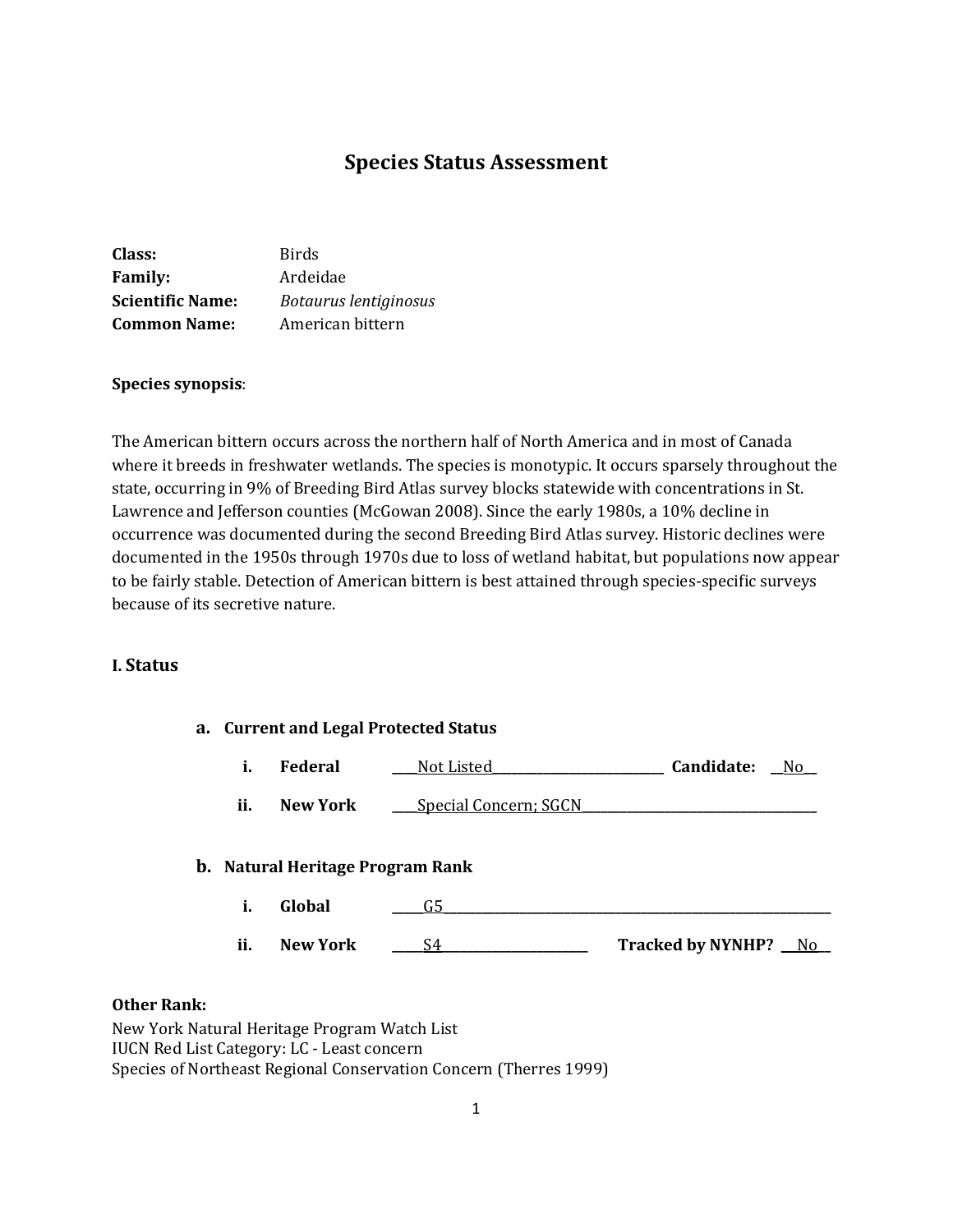# Species Status Assessment

**Class:** Birds
**Family:** Ardeidae
**Scientific Name:** *Botaurus lentiginosus*
**Common Name:** American bittern

**Species synopsis**:

The American bittern occurs across the northern half of North America and in most of Canada where it breeds in freshwater wetlands. The species is monotypic. It occurs sparsely throughout the state, occurring in 9% of Breeding Bird Atlas survey blocks statewide with concentrations in St. Lawrence and Jefferson counties (McGowan 2008). Since the early 1980s, a 10% decline in occurrence was documented during the second Breeding Bird Atlas survey. Historic declines were documented in the 1950s through 1970s due to loss of wetland habitat, but populations now appear to be fairly stable. Detection of American bittern is best attained through species-specific surveys because of its secretive nature.

## I. Status

### a. Current and Legal Protected Status

i. **Federal** ____Not Listed____ **Candidate:** __No__

ii. **New York** ____Special Concern; SGCN____

### b. Natural Heritage Program Rank

i. **Global** _____G5_____

ii. **New York** _____S4_____ **Tracked by NYNHP?** __No__

**Other Rank:**

New York Natural Heritage Program Watch List
IUCN Red List Category: LC - Least concern
Species of Northeast Regional Conservation Concern (Therres 1999)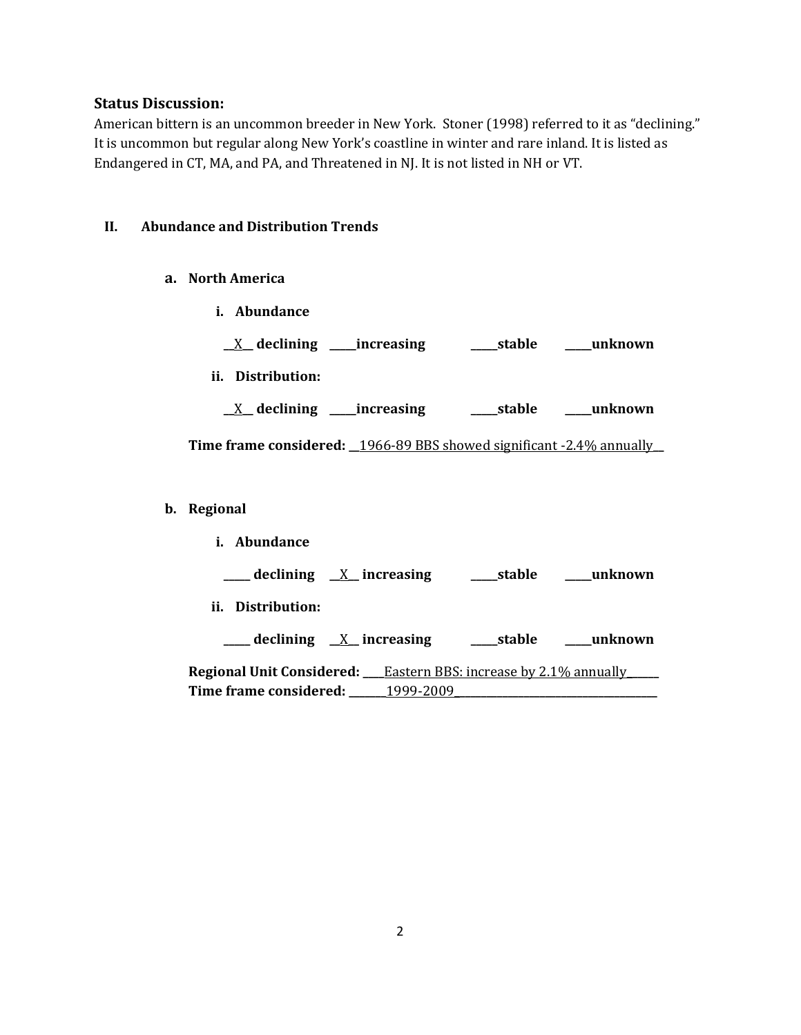### Status Discussion:

American bittern is an uncommon breeder in New York. Stoner (1998) referred to it as "declining." It is uncommon but regular along New York's coastline in winter and rare inland. It is listed as Endangered in CT, MA, and PA, and Threatened in NJ. It is not listed in NH or VT.

## II. Abundance and Distribution Trends

### a. North America

**i. Abundance**

__X__ **declining** _____**increasing** _____**stable** _____**unknown**

**ii. Distribution:**

__X__ **declining** _____**increasing** _____**stable** _____**unknown**

**Time frame considered:** __1966-89 BBS showed significant -2.4% annually__

### b. Regional

**i. Abundance**

_____ **declining** __X__ **increasing** _____**stable** _____**unknown**

**ii. Distribution:**

_____ **declining** __X__ **increasing** _____**stable** _____**unknown**

**Regional Unit Considered:** ____Eastern BBS: increase by 2.1% annually______
**Time frame considered:** _______1999-2009_______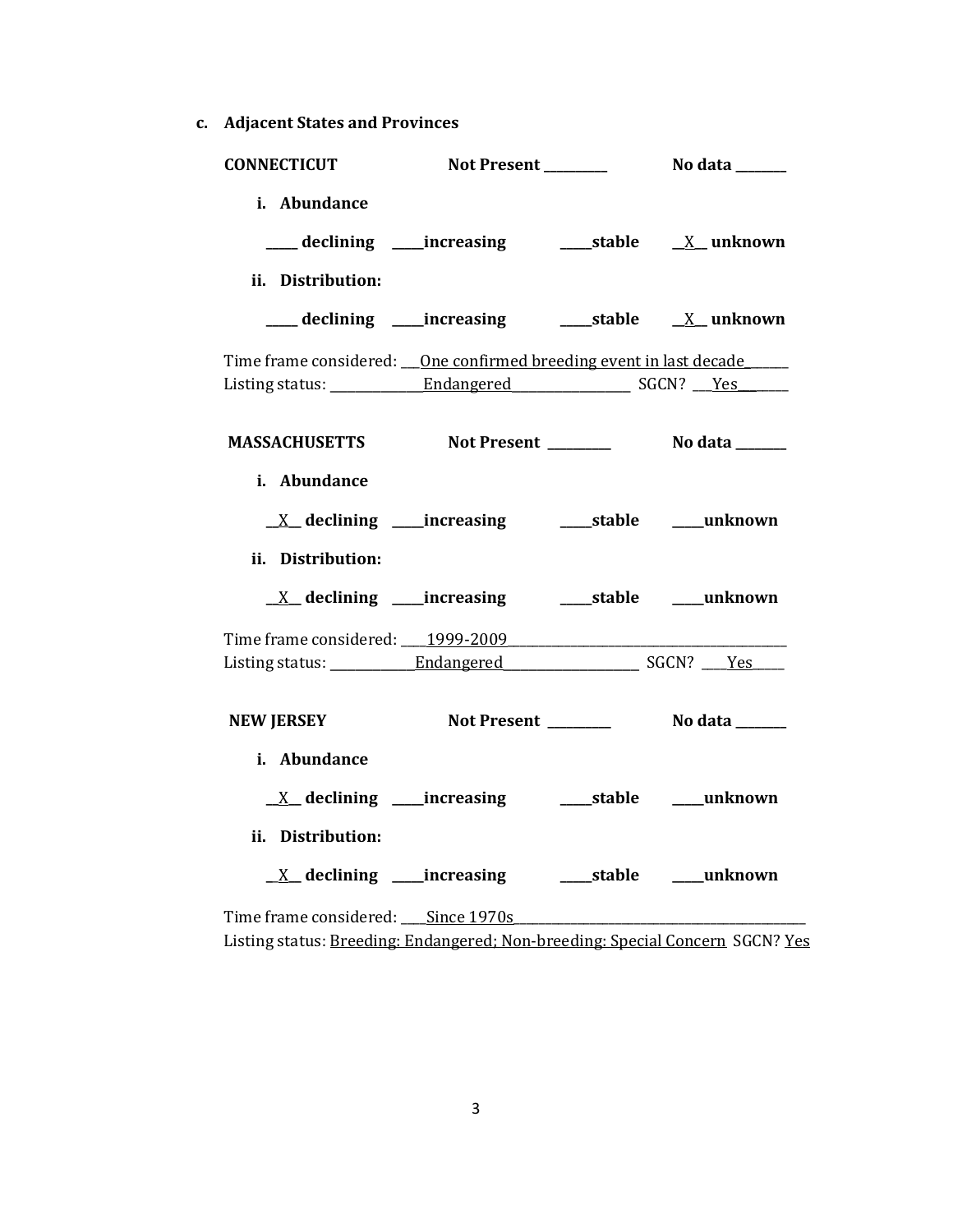**c. Adjacent States and Provinces**

**CONNECTICUT** **Not Present** _________ **No data** _______

**i. Abundance**

_____ **declining** _____**increasing** _____**stable** __X__ **unknown**

**ii. Distribution:**

_____ **declining** _____**increasing** _____**stable** __X__ **unknown**

Time frame considered: ___One confirmed breeding event in last decade______
Listing status: ______________Endangered__________________ SGCN? ___Yes_______

**MASSACHUSETTS** **Not Present** _________ **No data** _______

**i. Abundance**

__X__ **declining** _____**increasing** _____**stable** _____**unknown**

**ii. Distribution:**

__X__ **declining** _____**increasing** _____**stable** _____**unknown**

Time frame considered: ____1999-2009__________________________________________
Listing status: _____________Endangered_____________________ SGCN? ____Yes_____

**NEW JERSEY** **Not Present** _________ **No data** _______

**i. Abundance**

__X__ **declining** _____**increasing** _____**stable** _____**unknown**

**ii. Distribution:**

__X__ **declining** _____**increasing** _____**stable** _____**unknown**

Time frame considered: ____Since 1970s_____________________________________________
Listing status: Breeding: Endangered; Non-breeding: Special Concern SGCN? Yes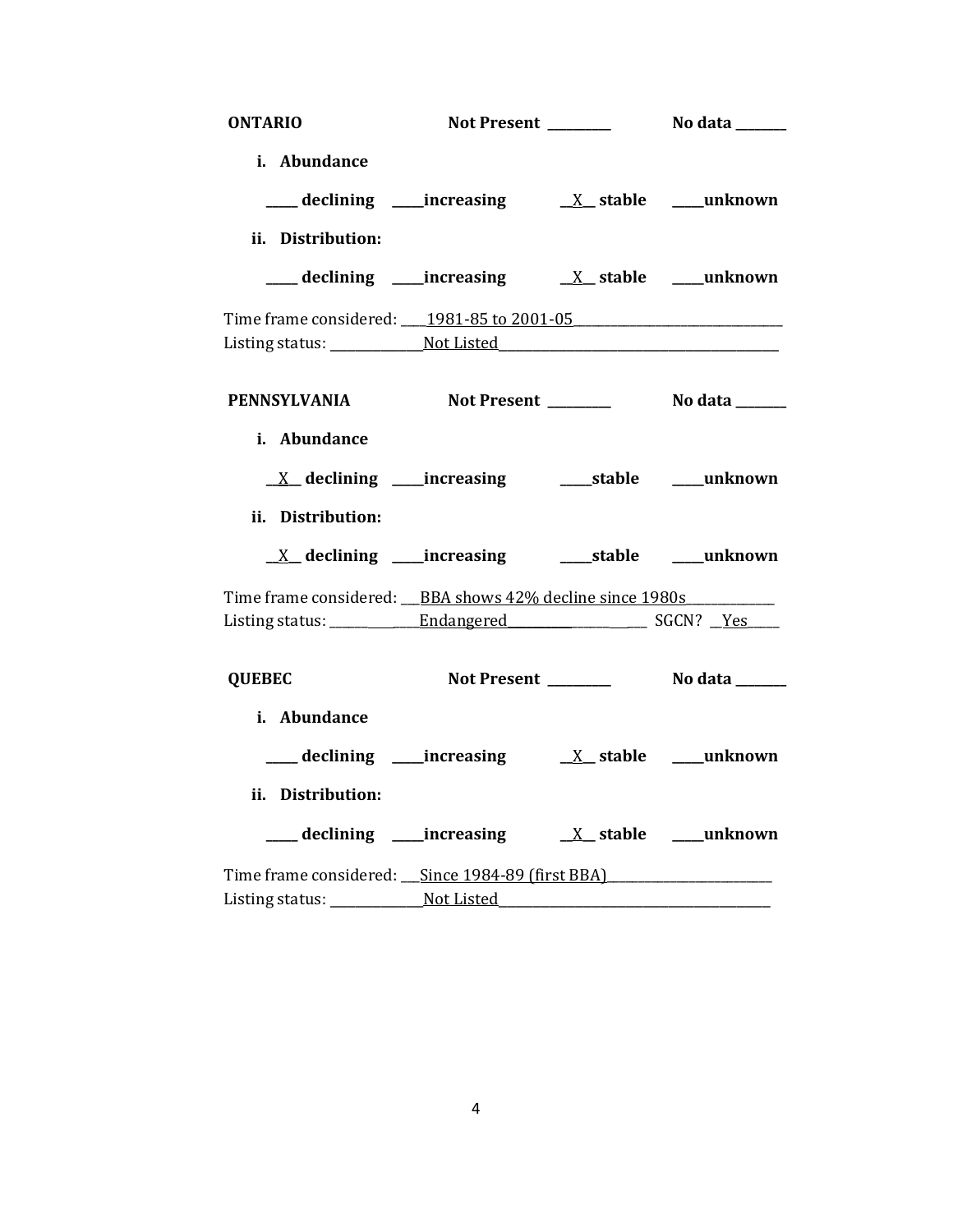**ONTARIO** Not Present _________ No data _______

**i. Abundance**

_____ **declining** _____**increasing** __X__ **stable** _____**unknown**

**ii. Distribution:**

_____ **declining** _____**increasing** __X__ **stable** _____**unknown**

Time frame considered: ____1981-85 to 2001-05______________________________

Listing status: ______________Not Listed________________________________________

**PENNSYLVANIA** Not Present _________ No data _______

**i. Abundance**

__X__ **declining** _____**increasing** _____**stable** _____**unknown**

**ii. Distribution:**

__X__ **declining** _____**increasing** _____**stable** _____**unknown**

Time frame considered: ___BBA shows 42% decline since 1980s_____________

Listing status: ______________Endangered____________________ SGCN? __Yes_____

**QUEBEC** Not Present _________ No data _______

**i. Abundance**

_____ **declining** _____**increasing** __X__ **stable** _____**unknown**

**ii. Distribution:**

_____ **declining** _____**increasing** __X__ **stable** _____**unknown**

Time frame considered: ___Since 1984-89 (first BBA)_________________________

Listing status: ______________Not Listed________________________________________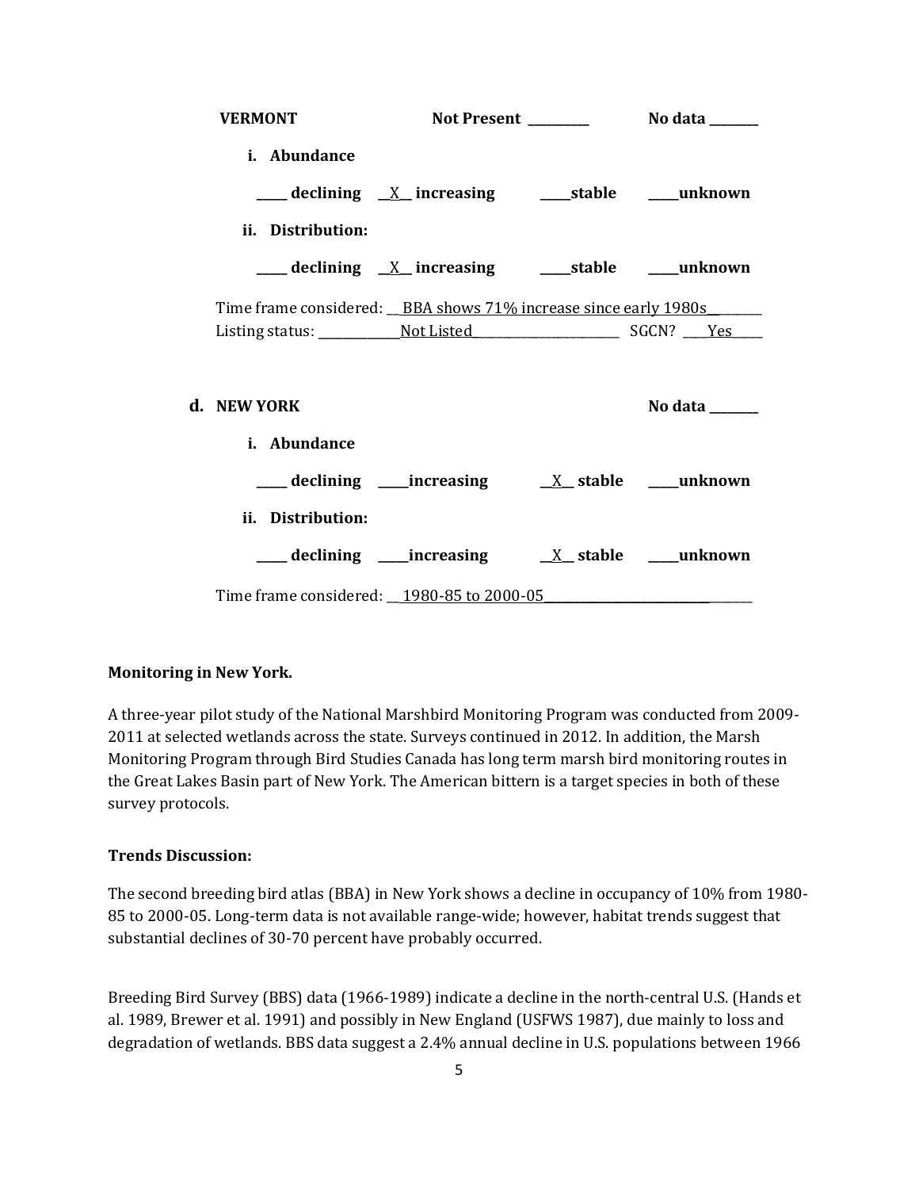**VERMONT** **Not Present \_\_\_\_\_\_\_\_\_** **No data \_\_\_\_\_\_\_**

**i. Abundance**

\_\_\_\_ **declining** \_\_X\_\_ **increasing** \_\_\_\_**stable** \_\_\_\_**unknown**

**ii. Distribution:**

\_\_\_\_ **declining** \_\_X\_\_ **increasing** \_\_\_\_**stable** \_\_\_\_**unknown**

Time frame considered: \_\_BBA shows 71% increase since early 1980s\_\_\_\_\_\_\_\_

Listing status: \_\_\_\_\_\_\_\_\_\_\_\_Not Listed\_\_\_\_\_\_\_\_\_\_\_\_\_\_\_\_\_\_\_\_\_\_ SGCN? \_\_\_\_Yes\_\_\_\_\_

**d. NEW YORK** **No data \_\_\_\_\_\_\_**

**i. Abundance**

\_\_\_\_ **declining** \_\_\_\_**increasing** \_\_X\_\_ **stable** \_\_\_\_**unknown**

**ii. Distribution:**

\_\_\_\_ **declining** \_\_\_\_**increasing** \_\_X\_\_ **stable** \_\_\_\_**unknown**

Time frame considered: \_\_1980-85 to 2000-05\_\_\_\_\_\_\_\_\_\_\_\_\_\_\_\_\_\_\_\_\_\_\_\_\_\_\_\_\_\_\_\_

**Monitoring in New York.**

A three-year pilot study of the National Marshbird Monitoring Program was conducted from 2009-2011 at selected wetlands across the state. Surveys continued in 2012. In addition, the Marsh Monitoring Program through Bird Studies Canada has long term marsh bird monitoring routes in the Great Lakes Basin part of New York. The American bittern is a target species in both of these survey protocols.

**Trends Discussion:**

The second breeding bird atlas (BBA) in New York shows a decline in occupancy of 10% from 1980-85 to 2000-05. Long-term data is not available range-wide; however, habitat trends suggest that substantial declines of 30-70 percent have probably occurred.

Breeding Bird Survey (BBS) data (1966-1989) indicate a decline in the north-central U.S. (Hands et al. 1989, Brewer et al. 1991) and possibly in New England (USFWS 1987), due mainly to loss and degradation of wetlands. BBS data suggest a 2.4% annual decline in U.S. populations between 1966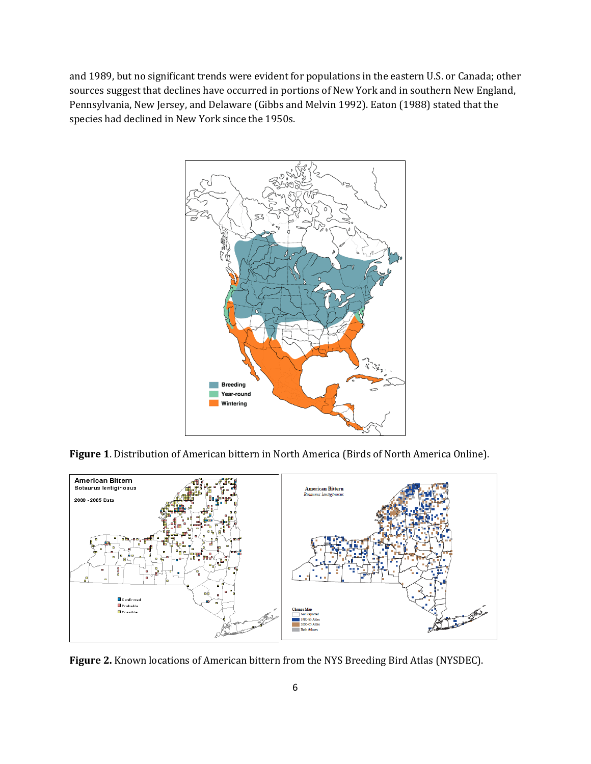and 1989, but no significant trends were evident for populations in the eastern U.S. or Canada; other sources suggest that declines have occurred in portions of New York and in southern New England, Pennsylvania, New Jersey, and Delaware (Gibbs and Melvin 1992). Eaton (1988) stated that the species had declined in New York since the 1950s.

**Figure 1**. Distribution of American bittern in North America (Birds of North America Online).

**Figure 2.** Known locations of American bittern from the NYS Breeding Bird Atlas (NYSDEC).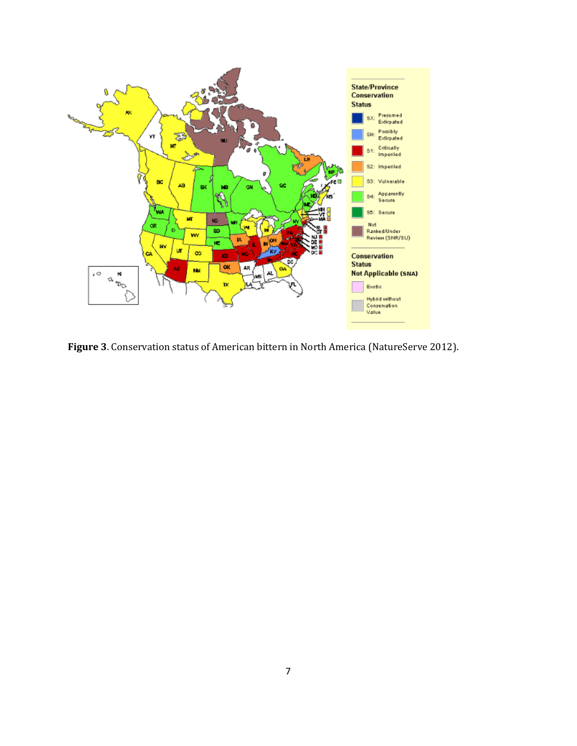**Figure 3**. Conservation status of American bittern in North America (NatureServe 2012).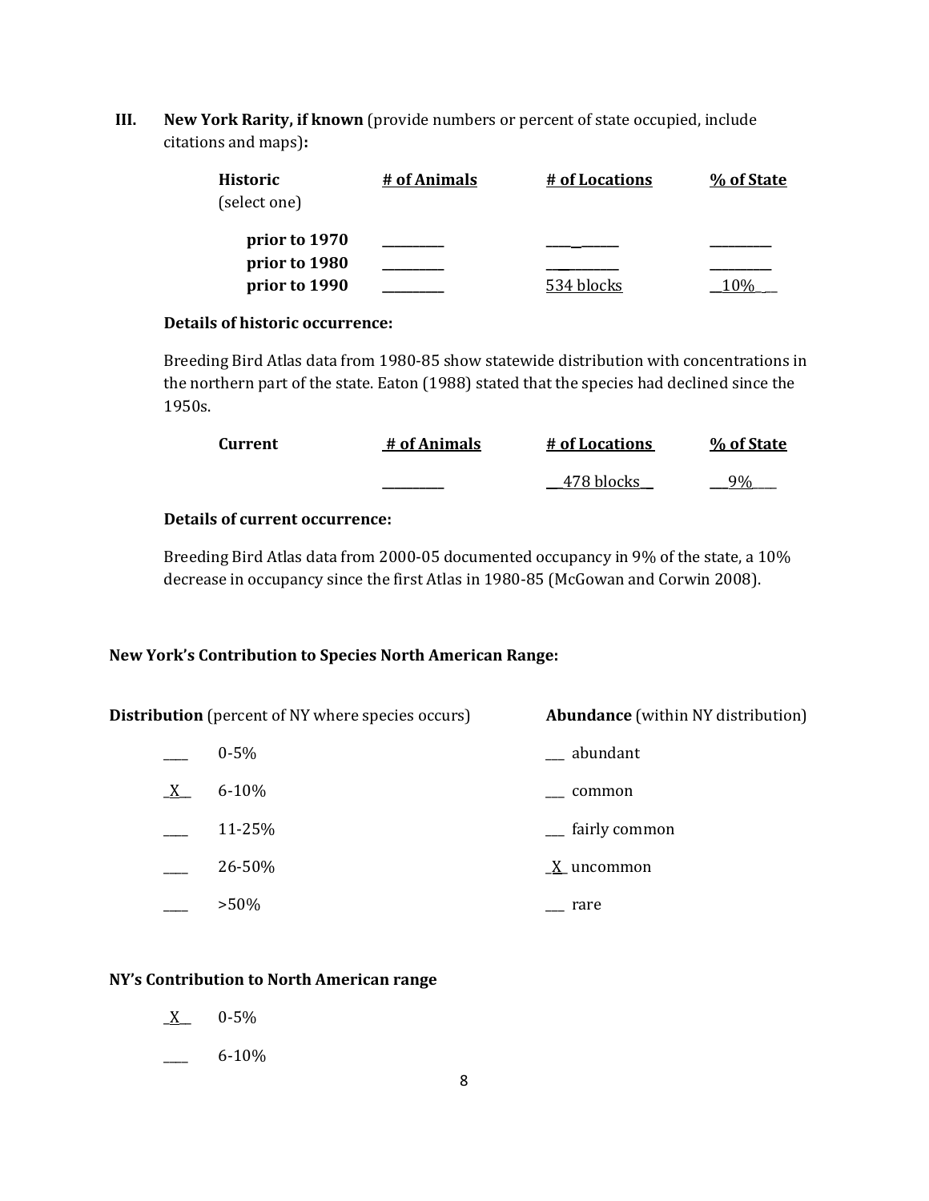**III. New York Rarity, if known** (provide numbers or percent of state occupied, include citations and maps)**:**

| **Historic** (select one) | **# of Animals** | **# of Locations** | **% of State** |
|---|---|---|---|
| **prior to 1970** | _________ | ____ ______ | _________ |
| **prior to 1980** | _________ | ___________ | _________ |
| **prior to 1990** | _________ | 534 blocks | __10%_ __ |

**Details of historic occurrence:**

Breeding Bird Atlas data from 1980-85 show statewide distribution with concentrations in the northern part of the state. Eaton (1988) stated that the species had declined since the 1950s.

| **Current** | **# of Animals** | **# of Locations** | **% of State** |
|---|---|---|---|
| | _________ | __478 blocks_ | __9%___ |

**Details of current occurrence:**

Breeding Bird Atlas data from 2000-05 documented occupancy in 9% of the state, a 10% decrease in occupancy since the first Atlas in 1980-85 (McGowan and Corwin 2008).

**New York's Contribution to Species North American Range:**

| **Distribution** (percent of NY where species occurs) | | **Abundance** (within NY distribution) |
|---|---|---|
| ____ | 0-5% | ___ abundant |
| _X__ | 6-10% | ___ common |
| ____ | 11-25% | ___ fairly common |
| ____ | 26-50% | _X_ uncommon |
| ____ | >50% | ___ rare |

**NY's Contribution to North American range**

_X__ 0-5%

____ 6-10%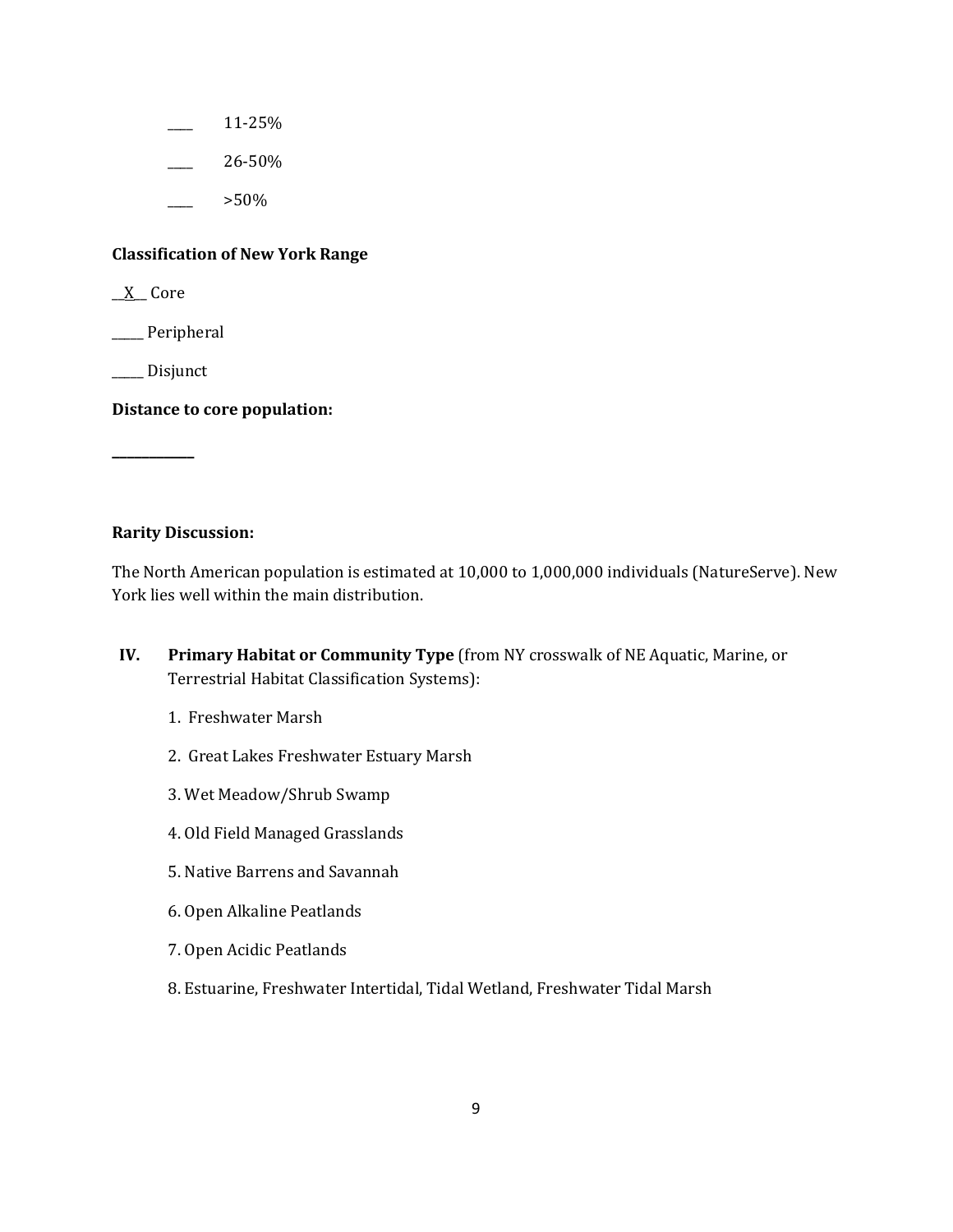____ 11-25%

____ 26-50%

____ >50%

**Classification of New York Range**

__X__ Core

_____ Peripheral

_____ Disjunct

**Distance to core population:**

____________

**Rarity Discussion:**

The North American population is estimated at 10,000 to 1,000,000 individuals (NatureServe). New York lies well within the main distribution.

**IV. Primary Habitat or Community Type** (from NY crosswalk of NE Aquatic, Marine, or Terrestrial Habitat Classification Systems):

1. Freshwater Marsh
2. Great Lakes Freshwater Estuary Marsh
3. Wet Meadow/Shrub Swamp
4. Old Field Managed Grasslands
5. Native Barrens and Savannah
6. Open Alkaline Peatlands
7. Open Acidic Peatlands
8. Estuarine, Freshwater Intertidal, Tidal Wetland, Freshwater Tidal Marsh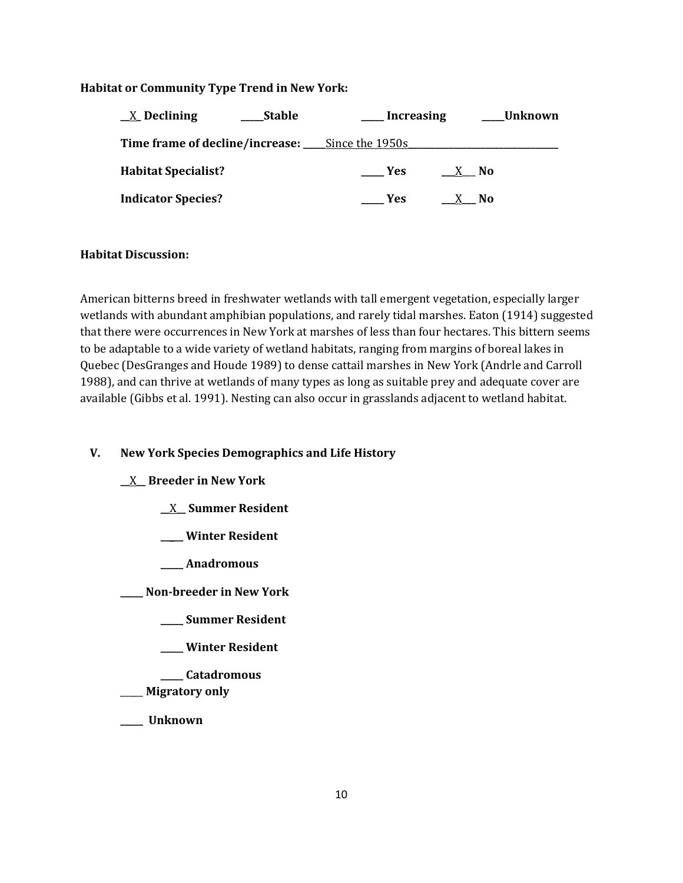**Habitat or Community Type Trend in New York:**

__X_ **Declining** _____**Stable** _____ **Increasing** _____**Unknown**

**Time frame of decline/increase:** _____Since the 1950s_______________________________

**Habitat Specialist?** _____ **Yes** ___X___ **No**

**Indicator Species?** _____ **Yes** ___X___ **No**

**Habitat Discussion:**

American bitterns breed in freshwater wetlands with tall emergent vegetation, especially larger wetlands with abundant amphibian populations, and rarely tidal marshes. Eaton (1914) suggested that there were occurrences in New York at marshes of less than four hectares. This bittern seems to be adaptable to a wide variety of wetland habitats, ranging from margins of boreal lakes in Quebec (DesGranges and Houde 1989) to dense cattail marshes in New York (Andrle and Carroll 1988), and can thrive at wetlands of many types as long as suitable prey and adequate cover are available (Gibbs et al. 1991). Nesting can also occur in grasslands adjacent to wetland habitat.

## V. New York Species Demographics and Life History

__X__ **Breeder in New York**

- __X__ **Summer Resident**
- _____ **Winter Resident**
- _____ **Anadromous**

_____ **Non-breeder in New York**

- _____ **Summer Resident**
- _____ **Winter Resident**
- _____ **Catadromous**

_____ **Migratory only**

_____ **Unknown**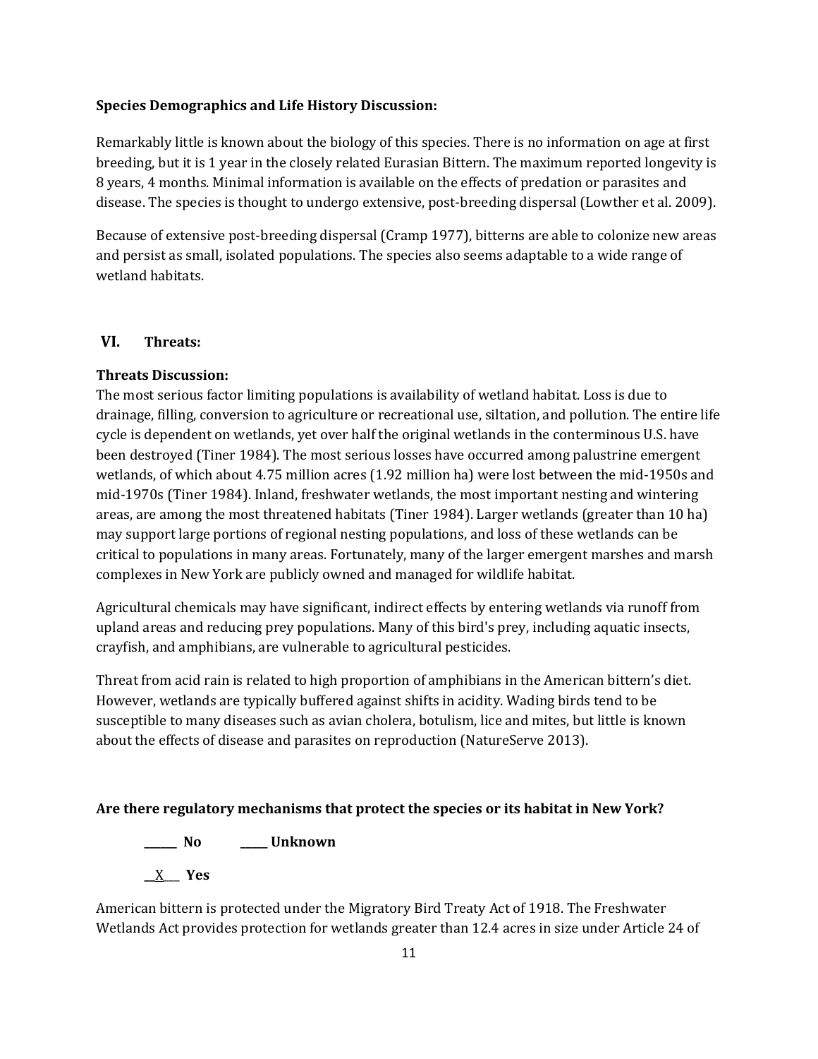**Species Demographics and Life History Discussion:**

Remarkably little is known about the biology of this species. There is no information on age at first breeding, but it is 1 year in the closely related Eurasian Bittern. The maximum reported longevity is 8 years, 4 months. Minimal information is available on the effects of predation or parasites and disease. The species is thought to undergo extensive, post-breeding dispersal (Lowther et al. 2009).

Because of extensive post-breeding dispersal (Cramp 1977), bitterns are able to colonize new areas and persist as small, isolated populations. The species also seems adaptable to a wide range of wetland habitats.

## VI. Threats:

**Threats Discussion:**

The most serious factor limiting populations is availability of wetland habitat. Loss is due to drainage, filling, conversion to agriculture or recreational use, siltation, and pollution. The entire life cycle is dependent on wetlands, yet over half the original wetlands in the conterminous U.S. have been destroyed (Tiner 1984). The most serious losses have occurred among palustrine emergent wetlands, of which about 4.75 million acres (1.92 million ha) were lost between the mid-1950s and mid-1970s (Tiner 1984). Inland, freshwater wetlands, the most important nesting and wintering areas, are among the most threatened habitats (Tiner 1984). Larger wetlands (greater than 10 ha) may support large portions of regional nesting populations, and loss of these wetlands can be critical to populations in many areas. Fortunately, many of the larger emergent marshes and marsh complexes in New York are publicly owned and managed for wildlife habitat.

Agricultural chemicals may have significant, indirect effects by entering wetlands via runoff from upland areas and reducing prey populations. Many of this bird's prey, including aquatic insects, crayfish, and amphibians, are vulnerable to agricultural pesticides.

Threat from acid rain is related to high proportion of amphibians in the American bittern's diet. However, wetlands are typically buffered against shifts in acidity. Wading birds tend to be susceptible to many diseases such as avian cholera, botulism, lice and mites, but little is known about the effects of disease and parasites on reproduction (NatureServe 2013).

**Are there regulatory mechanisms that protect the species or its habitat in New York?**

**______ No** **_____ Unknown**

**__X___ Yes**

American bittern is protected under the Migratory Bird Treaty Act of 1918. The Freshwater Wetlands Act provides protection for wetlands greater than 12.4 acres in size under Article 24 of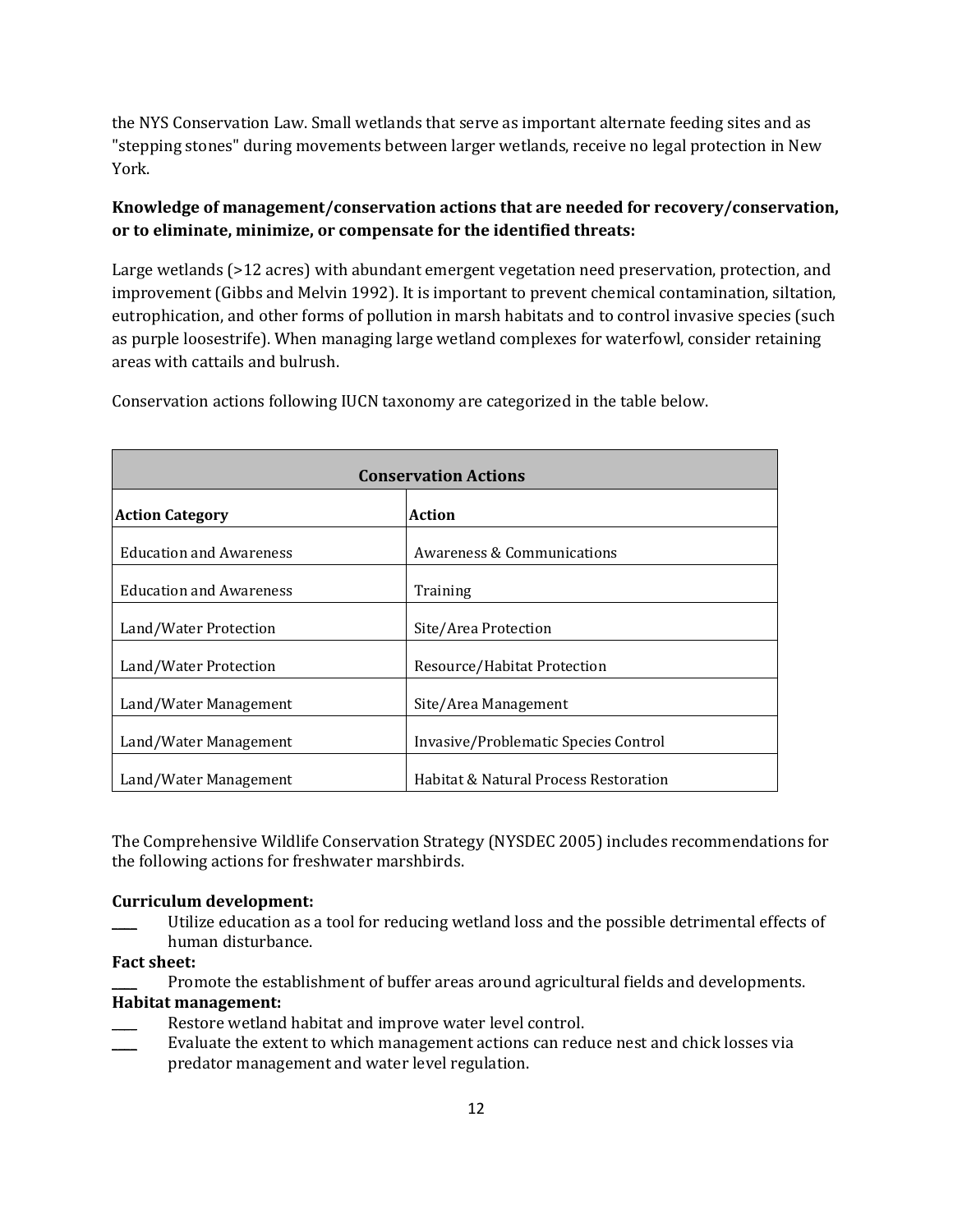the NYS Conservation Law. Small wetlands that serve as important alternate feeding sites and as "stepping stones" during movements between larger wetlands, receive no legal protection in New York.

**Knowledge of management/conservation actions that are needed for recovery/conservation, or to eliminate, minimize, or compensate for the identified threats:**

Large wetlands (>12 acres) with abundant emergent vegetation need preservation, protection, and improvement (Gibbs and Melvin 1992). It is important to prevent chemical contamination, siltation, eutrophication, and other forms of pollution in marsh habitats and to control invasive species (such as purple loosestrife). When managing large wetland complexes for waterfowl, consider retaining areas with cattails and bulrush.

Conservation actions following IUCN taxonomy are categorized in the table below.

| **Conservation Actions** | |
|---|---|
| **Action Category** | **Action** |
| Education and Awareness | Awareness & Communications |
| Education and Awareness | Training |
| Land/Water Protection | Site/Area Protection |
| Land/Water Protection | Resource/Habitat Protection |
| Land/Water Management | Site/Area Management |
| Land/Water Management | Invasive/Problematic Species Control |
| Land/Water Management | Habitat & Natural Process Restoration |

The Comprehensive Wildlife Conservation Strategy (NYSDEC 2005) includes recommendations for the following actions for freshwater marshbirds.

**Curriculum development:**

____ Utilize education as a tool for reducing wetland loss and the possible detrimental effects of human disturbance.

**Fact sheet:**

____ Promote the establishment of buffer areas around agricultural fields and developments.

**Habitat management:**

____ Restore wetland habitat and improve water level control.

____ Evaluate the extent to which management actions can reduce nest and chick losses via predator management and water level regulation.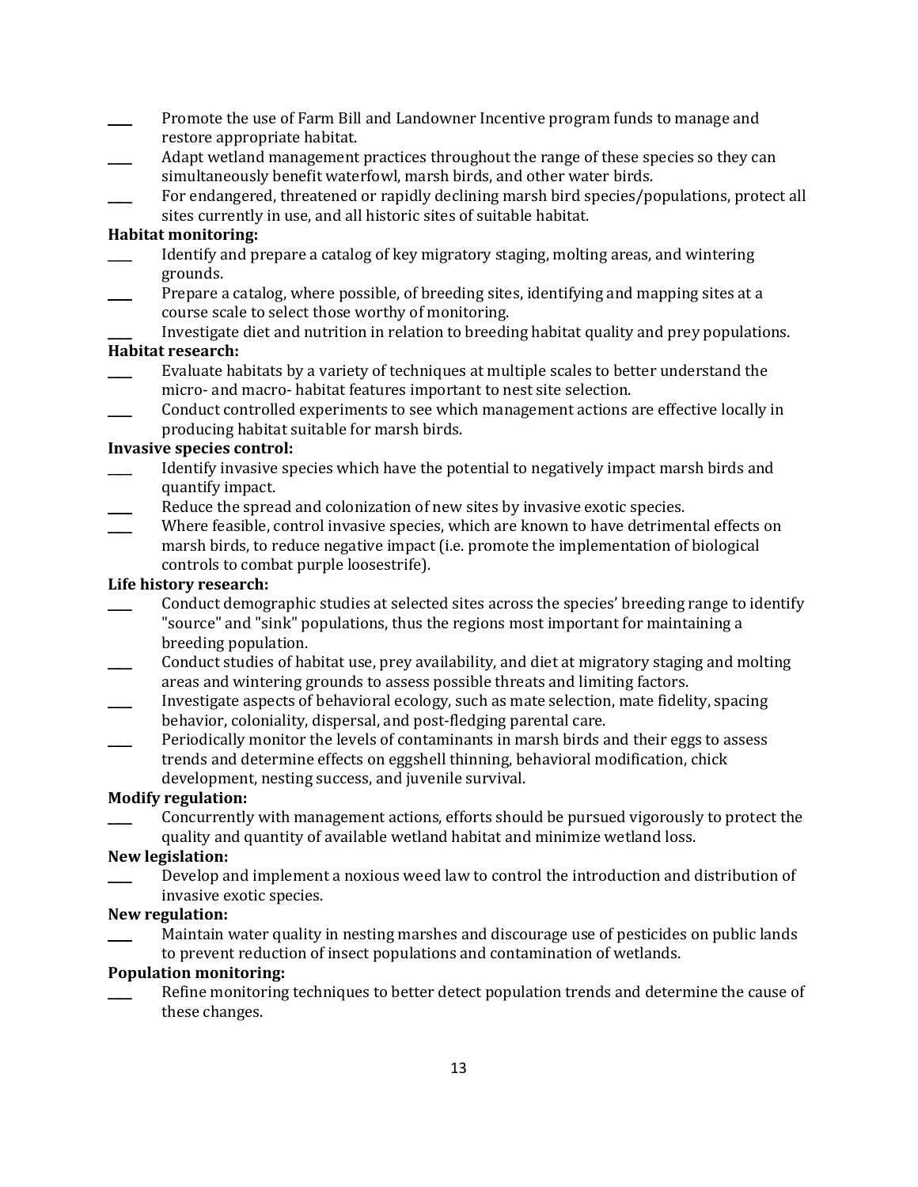____ Promote the use of Farm Bill and Landowner Incentive program funds to manage and restore appropriate habitat.

____ Adapt wetland management practices throughout the range of these species so they can simultaneously benefit waterfowl, marsh birds, and other water birds.

____ For endangered, threatened or rapidly declining marsh bird species/populations, protect all sites currently in use, and all historic sites of suitable habitat.

**Habitat monitoring:**

____ Identify and prepare a catalog of key migratory staging, molting areas, and wintering grounds.

____ Prepare a catalog, where possible, of breeding sites, identifying and mapping sites at a course scale to select those worthy of monitoring.

____ Investigate diet and nutrition in relation to breeding habitat quality and prey populations.

**Habitat research:**

____ Evaluate habitats by a variety of techniques at multiple scales to better understand the micro- and macro- habitat features important to nest site selection.

____ Conduct controlled experiments to see which management actions are effective locally in producing habitat suitable for marsh birds.

**Invasive species control:**

____ Identify invasive species which have the potential to negatively impact marsh birds and quantify impact.

____ Reduce the spread and colonization of new sites by invasive exotic species.

____ Where feasible, control invasive species, which are known to have detrimental effects on marsh birds, to reduce negative impact (i.e. promote the implementation of biological controls to combat purple loosestrife).

**Life history research:**

____ Conduct demographic studies at selected sites across the species' breeding range to identify "source" and "sink" populations, thus the regions most important for maintaining a breeding population.

____ Conduct studies of habitat use, prey availability, and diet at migratory staging and molting areas and wintering grounds to assess possible threats and limiting factors.

____ Investigate aspects of behavioral ecology, such as mate selection, mate fidelity, spacing behavior, coloniality, dispersal, and post-fledging parental care.

____ Periodically monitor the levels of contaminants in marsh birds and their eggs to assess trends and determine effects on eggshell thinning, behavioral modification, chick development, nesting success, and juvenile survival.

**Modify regulation:**

____ Concurrently with management actions, efforts should be pursued vigorously to protect the quality and quantity of available wetland habitat and minimize wetland loss.

**New legislation:**

____ Develop and implement a noxious weed law to control the introduction and distribution of invasive exotic species.

**New regulation:**

____ Maintain water quality in nesting marshes and discourage use of pesticides on public lands to prevent reduction of insect populations and contamination of wetlands.

**Population monitoring:**

____ Refine monitoring techniques to better detect population trends and determine the cause of these changes.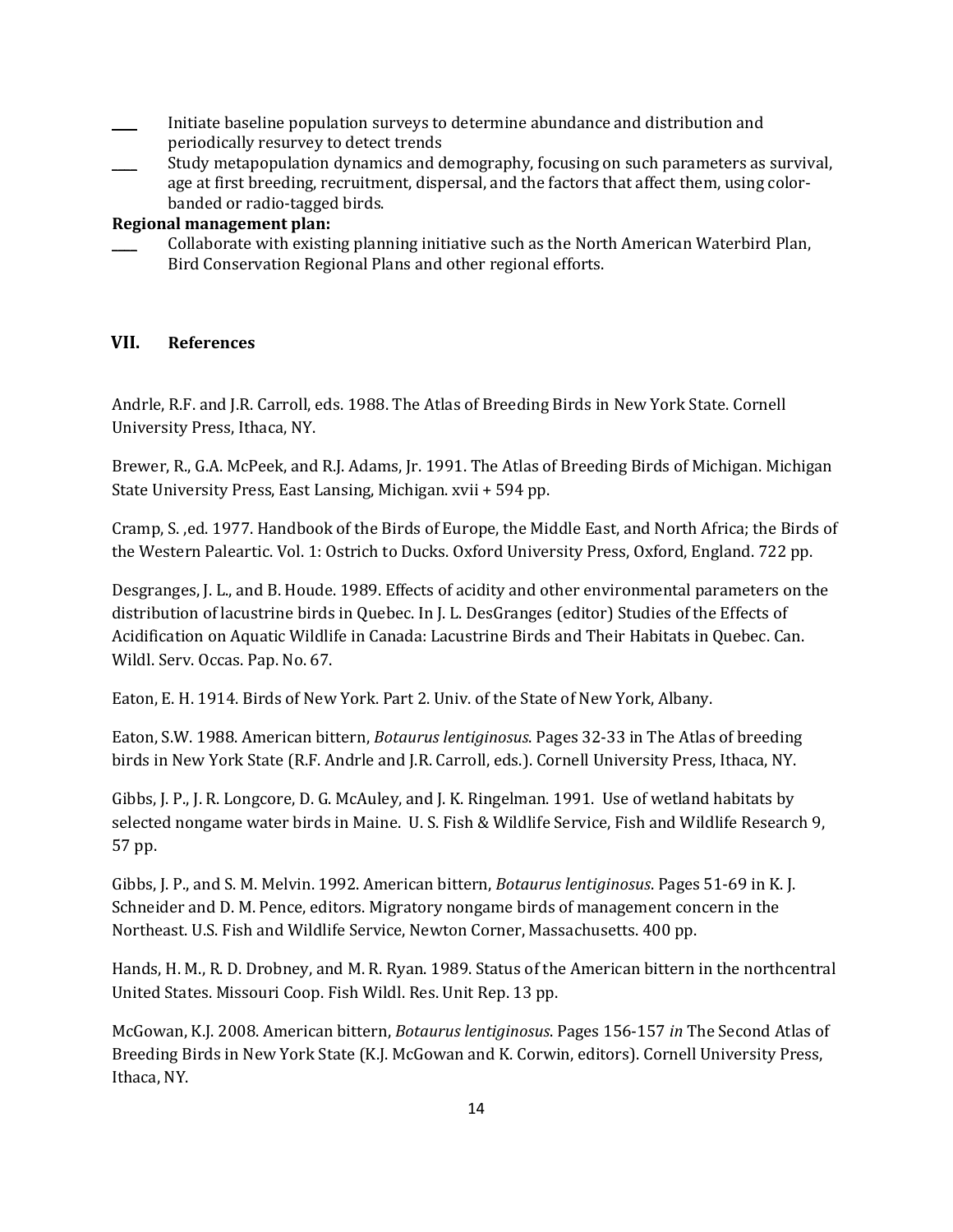____ Initiate baseline population surveys to determine abundance and distribution and periodically resurvey to detect trends

____ Study metapopulation dynamics and demography, focusing on such parameters as survival, age at first breeding, recruitment, dispersal, and the factors that affect them, using color-banded or radio-tagged birds.

**Regional management plan:**

____ Collaborate with existing planning initiative such as the North American Waterbird Plan, Bird Conservation Regional Plans and other regional efforts.

## VII. References

Andrle, R.F. and J.R. Carroll, eds. 1988. The Atlas of Breeding Birds in New York State. Cornell University Press, Ithaca, NY.

Brewer, R., G.A. McPeek, and R.J. Adams, Jr. 1991. The Atlas of Breeding Birds of Michigan. Michigan State University Press, East Lansing, Michigan. xvii + 594 pp.

Cramp, S. ,ed. 1977. Handbook of the Birds of Europe, the Middle East, and North Africa; the Birds of the Western Paleartic. Vol. 1: Ostrich to Ducks. Oxford University Press, Oxford, England. 722 pp.

Desgranges, J. L., and B. Houde. 1989. Effects of acidity and other environmental parameters on the distribution of lacustrine birds in Quebec. In J. L. DesGranges (editor) Studies of the Effects of Acidification on Aquatic Wildlife in Canada: Lacustrine Birds and Their Habitats in Quebec. Can. Wildl. Serv. Occas. Pap. No. 67.

Eaton, E. H. 1914. Birds of New York. Part 2. Univ. of the State of New York, Albany.

Eaton, S.W. 1988. American bittern, *Botaurus lentiginosus*. Pages 32-33 in The Atlas of breeding birds in New York State (R.F. Andrle and J.R. Carroll, eds.). Cornell University Press, Ithaca, NY.

Gibbs, J. P., J. R. Longcore, D. G. McAuley, and J. K. Ringelman. 1991. Use of wetland habitats by selected nongame water birds in Maine. U. S. Fish & Wildlife Service, Fish and Wildlife Research 9, 57 pp.

Gibbs, J. P., and S. M. Melvin. 1992. American bittern, *Botaurus lentiginosus*. Pages 51-69 in K. J. Schneider and D. M. Pence, editors. Migratory nongame birds of management concern in the Northeast. U.S. Fish and Wildlife Service, Newton Corner, Massachusetts. 400 pp.

Hands, H. M., R. D. Drobney, and M. R. Ryan. 1989. Status of the American bittern in the northcentral United States. Missouri Coop. Fish Wildl. Res. Unit Rep. 13 pp.

McGowan, K.J. 2008. American bittern, *Botaurus lentiginosus*. Pages 156-157 *in* The Second Atlas of Breeding Birds in New York State (K.J. McGowan and K. Corwin, editors). Cornell University Press, Ithaca, NY.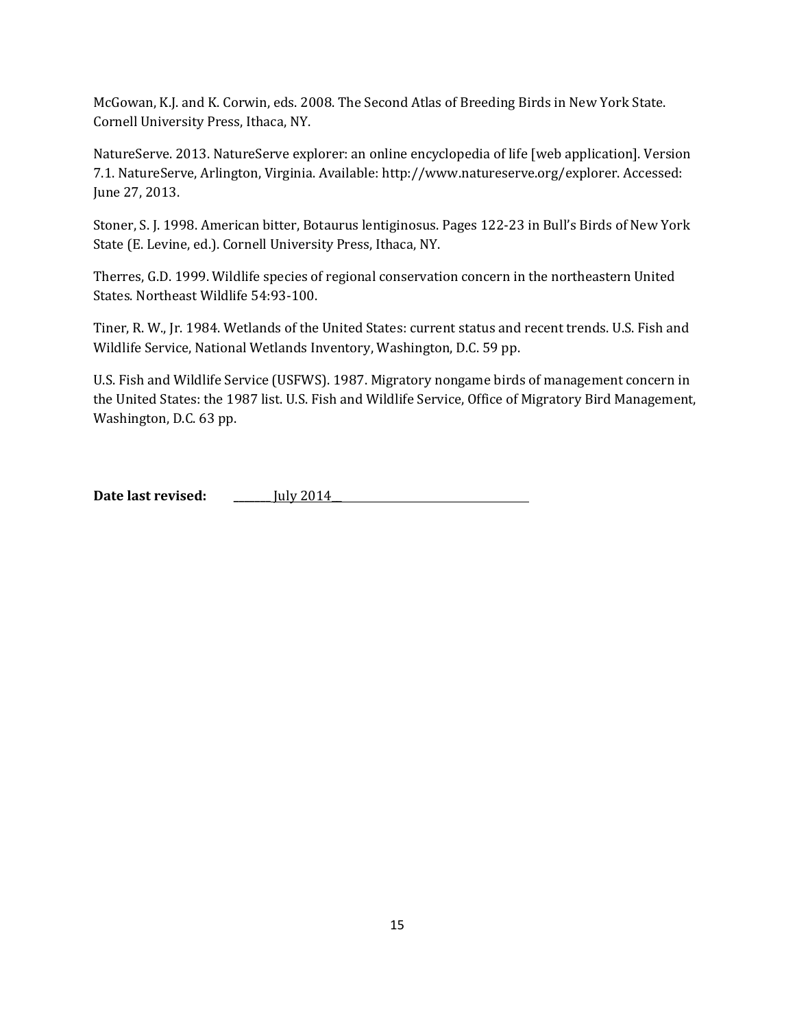McGowan, K.J. and K. Corwin, eds. 2008. The Second Atlas of Breeding Birds in New York State. Cornell University Press, Ithaca, NY.

NatureServe. 2013. NatureServe explorer: an online encyclopedia of life [web application]. Version 7.1. NatureServe, Arlington, Virginia. Available: http://www.natureserve.org/explorer. Accessed: June 27, 2013.

Stoner, S. J. 1998. American bitter, Botaurus lentiginosus. Pages 122-23 in Bull's Birds of New York State (E. Levine, ed.). Cornell University Press, Ithaca, NY.

Therres, G.D. 1999. Wildlife species of regional conservation concern in the northeastern United States. Northeast Wildlife 54:93-100.

Tiner, R. W., Jr. 1984. Wetlands of the United States: current status and recent trends. U.S. Fish and Wildlife Service, National Wetlands Inventory, Washington, D.C. 59 pp.

U.S. Fish and Wildlife Service (USFWS). 1987. Migratory nongame birds of management concern in the United States: the 1987 list. U.S. Fish and Wildlife Service, Office of Migratory Bird Management, Washington, D.C. 63 pp.

**Date last revised:** July 2014